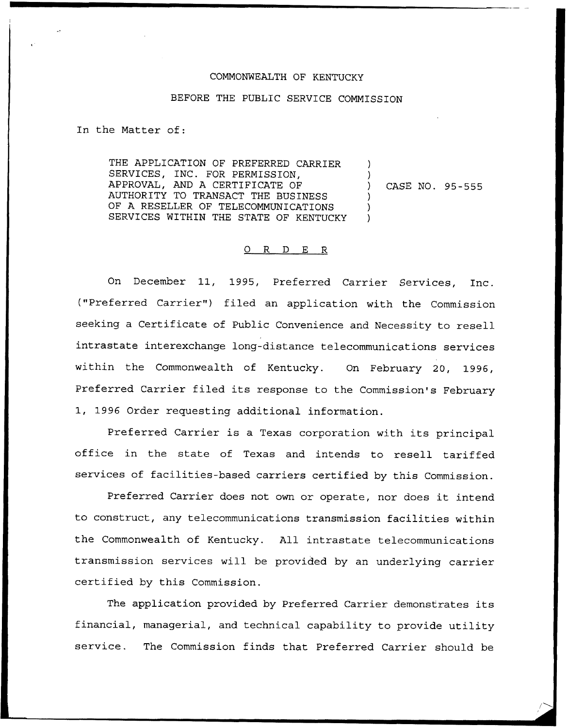COMMONWEALTH OF KENTUCKY

BEFORE THE PUBLIC SERVICE COMMISSION

In the Matter of:

THE APPLICATION OF PREFERRED CARRIER SERVICES, INC. FOR PERMISSION, APPROVAL, AND A CERTIFICATE OF AUTHORITY TO TRANSACT THE BUSINESS OF A RESELLER OF TELECOMMUNICATIONS SERVICES WITHIN THE STATE OF KENTUCKY ) CASE NO. 95-555

O R D E R

On December 11, 1995, Preferred Carrier Services, Inc. ("Preferred Carrier") filed an application with the Commission seeking a Certificate of Public Convenience and Necessity to resell intrastate interexchange long-distance telecommunications services within the Commonwealth of Kentucky. On February 20, 1996, Preferred Carrier filed its response to the Commission's February 1, 1996 Order requesting additional information.

Preferred Carrier is a Texas corporation with its principal office in the state of Texas and intends to resell tariffed services of facilities-based carriers certified by this Commission.

Preferred Carrier does not own or operate, nor does it intend to construct, any telecommunications transmission facilities within the Commonwealth of Kentucky. All intrastate telecommunications transmission services will be provided by an underlying carrier certified by this Commission.

The application provided by Preferred Carrier demonstrates its financial, managerial, and technical capability to provide utility service. The Commission finds that Preferred Carrier should be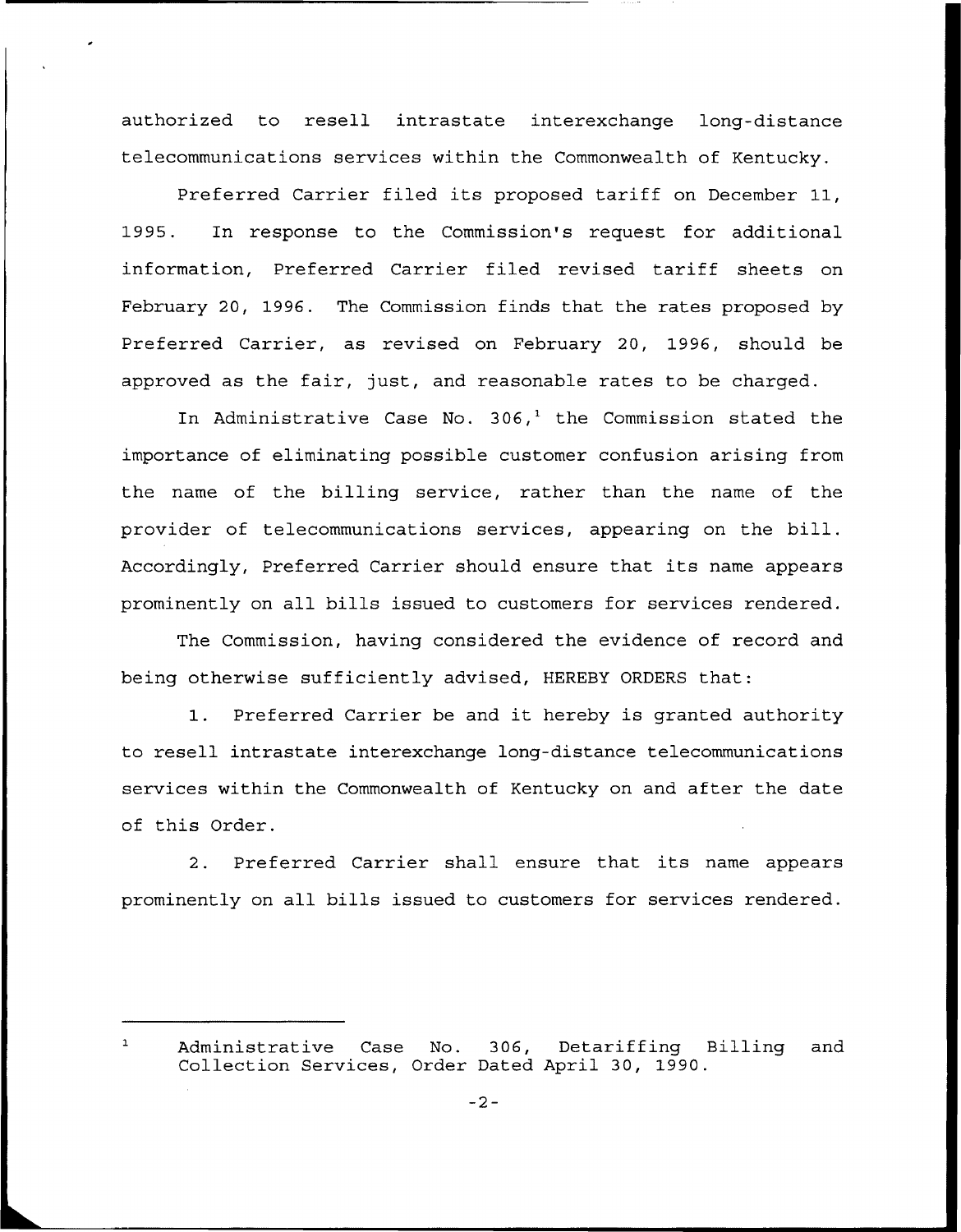authorized to resell intrastate interexchange long-distance telecommunications services within the Commonwealth of Kentucky.

Preferred Carrier filed its proposed tariff on December 11, 1995. In response to the Commission's request for additional information, Preferred Carrier filed revised tariff sheets on February 20, 1996. The Commission finds that the rates proposed by Preferred Carrier, as revised on February 20, 1996, should be approved as the fair, just, and reasonable rates to be charged.

In Administrative Case No. 306,[1] the Commission stated the importance of eliminating possible customer confusion arising from the name of the billing service, rather than the name of the provider of telecommunications services, appearing on the bill. Accordingly, Preferred Carrier should ensure that its name appears prominently on all bills issued to customers for services rendered.

The Commission, having considered the evidence of record and being otherwise sufficiently advised, HEREBY ORDERS that:

1. Preferred Carrier be and it hereby is granted authority to resell intrastate interexchange long-distance telecommunications services within the Commonwealth of Kentucky on and after the date of this Order.

2. Preferred Carrier shall ensure that its name appears prominently on all bills issued to customers for services rendered.

[1] Administrative Case No. 306, Detariffing Billing and Collection Services, Order Dated April 30, 1990.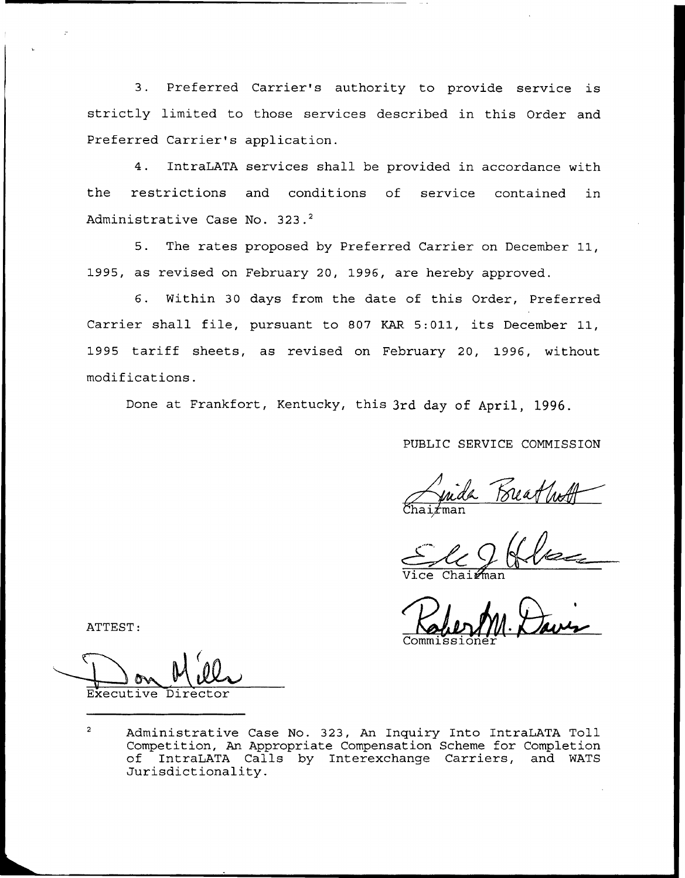3. Preferred Carrier's authority to provide service is strictly limited to those services described in this Order and Preferred Carrier's application.

4. IntraLATA services shall be provided in accordance with the restrictions and conditions of service contained in Administrative Case No. 323.[2]

5. The rates proposed by Preferred Carrier on December 11, 1995, as revised on February 20, 1996, are hereby approved.

6. Within 30 days from the date of this Order, Preferred Carrier shall file, pursuant to 807 KAR 5:011, its December 11, 1995 tariff sheets, as revised on February 20, 1996, without modifications.

Done at Frankfort, Kentucky, this 3rd day of April, 1996.

PUBLIC SERVICE COMMISSION

Chairman

Vice Chairman

Commissioner

ATTEST:

Executive Director

[2] Administrative Case No. 323, An Inquiry Into IntraLATA Toll Competition, An Appropriate Compensation Scheme for Completion of IntraLATA Calls by Interexchange Carriers, and WATS Jurisdictionality.